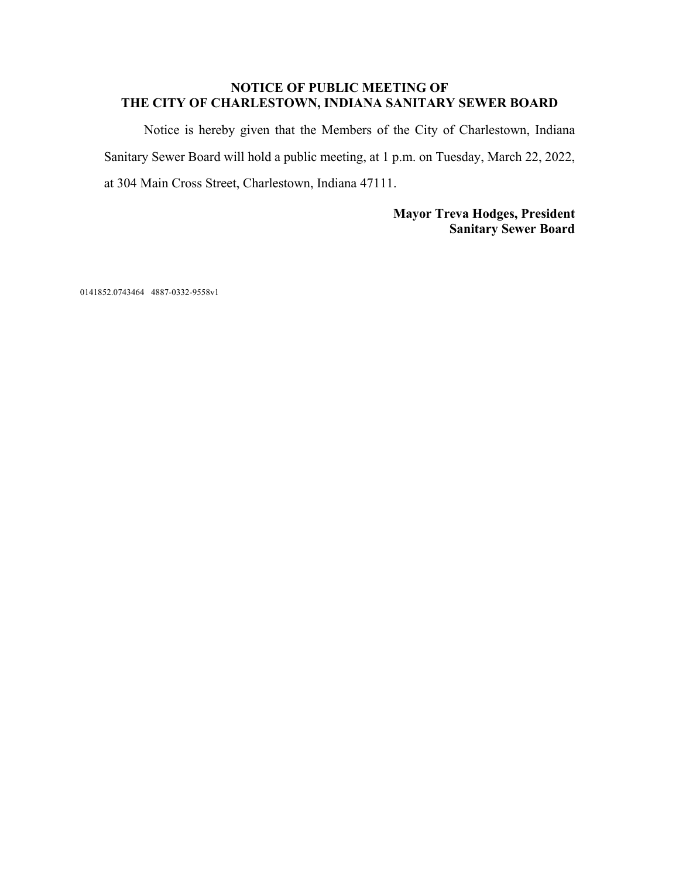**NOTICE OF PUBLIC MEETING OF THE CITY OF CHARLESTOWN, INDIANA SANITARY SEWER BOARD**

Notice is hereby given that the Members of the City of Charlestown, Indiana Sanitary Sewer Board will hold a public meeting, at 1 p.m. on Tuesday, March 22, 2022, at 304 Main Cross Street, Charlestown, Indiana 47111.

**Mayor Treva Hodges, President**
**Sanitary Sewer Board**

0141852.0743464 4887-0332-9558v1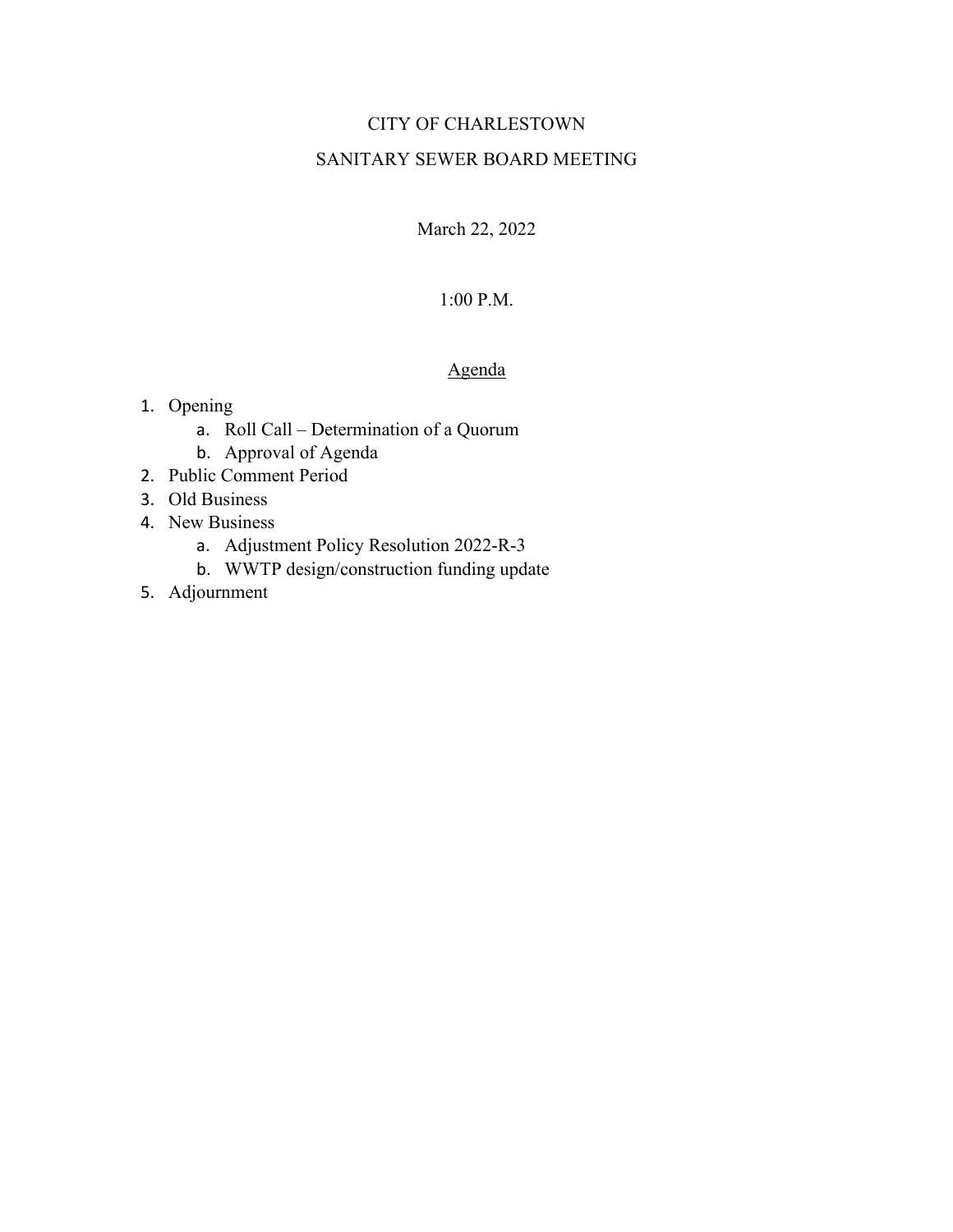# CITY OF CHARLESTOWN

## SANITARY SEWER BOARD MEETING

March 22, 2022

1:00 P.M.

## Agenda

1. Opening
    a. Roll Call – Determination of a Quorum
    b. Approval of Agenda
2. Public Comment Period
3. Old Business
4. New Business
    a. Adjustment Policy Resolution 2022-R-3
    b. WWTP design/construction funding update
5. Adjournment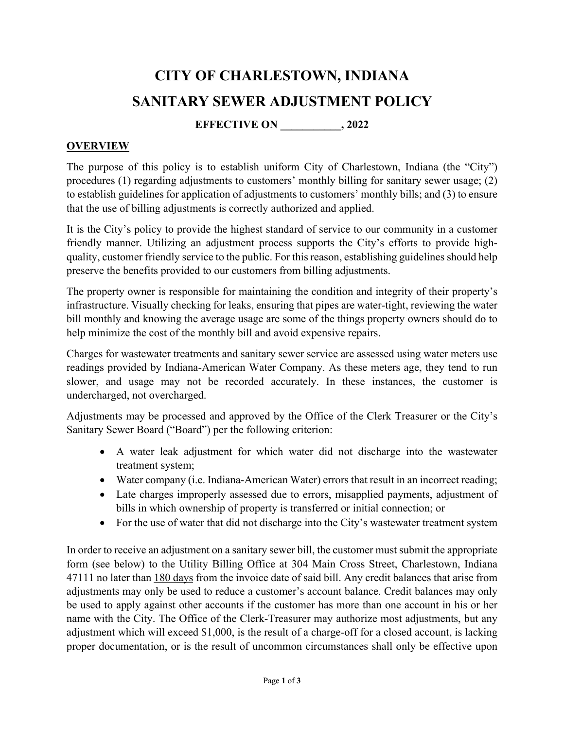# CITY OF CHARLESTOWN, INDIANA

# SANITARY SEWER ADJUSTMENT POLICY

**EFFECTIVE ON \_\_\_\_\_\_\_\_\_\_\_, 2022**

## OVERVIEW

The purpose of this policy is to establish uniform City of Charlestown, Indiana (the "City") procedures (1) regarding adjustments to customers' monthly billing for sanitary sewer usage; (2) to establish guidelines for application of adjustments to customers' monthly bills; and (3) to ensure that the use of billing adjustments is correctly authorized and applied.

It is the City's policy to provide the highest standard of service to our community in a customer friendly manner. Utilizing an adjustment process supports the City's efforts to provide high-quality, customer friendly service to the public. For this reason, establishing guidelines should help preserve the benefits provided to our customers from billing adjustments.

The property owner is responsible for maintaining the condition and integrity of their property's infrastructure. Visually checking for leaks, ensuring that pipes are water-tight, reviewing the water bill monthly and knowing the average usage are some of the things property owners should do to help minimize the cost of the monthly bill and avoid expensive repairs.

Charges for wastewater treatments and sanitary sewer service are assessed using water meters use readings provided by Indiana-American Water Company. As these meters age, they tend to run slower, and usage may not be recorded accurately. In these instances, the customer is undercharged, not overcharged.

Adjustments may be processed and approved by the Office of the Clerk Treasurer or the City's Sanitary Sewer Board ("Board") per the following criterion:

- A water leak adjustment for which water did not discharge into the wastewater treatment system;
- Water company (i.e. Indiana-American Water) errors that result in an incorrect reading;
- Late charges improperly assessed due to errors, misapplied payments, adjustment of bills in which ownership of property is transferred or initial connection; or
- For the use of water that did not discharge into the City's wastewater treatment system

In order to receive an adjustment on a sanitary sewer bill, the customer must submit the appropriate form (see below) to the Utility Billing Office at 304 Main Cross Street, Charlestown, Indiana 47111 no later than 180 days from the invoice date of said bill. Any credit balances that arise from adjustments may only be used to reduce a customer's account balance. Credit balances may only be used to apply against other accounts if the customer has more than one account in his or her name with the City. The Office of the Clerk-Treasurer may authorize most adjustments, but any adjustment which will exceed $1,000, is the result of a charge-off for a closed account, is lacking proper documentation, or is the result of uncommon circumstances shall only be effective upon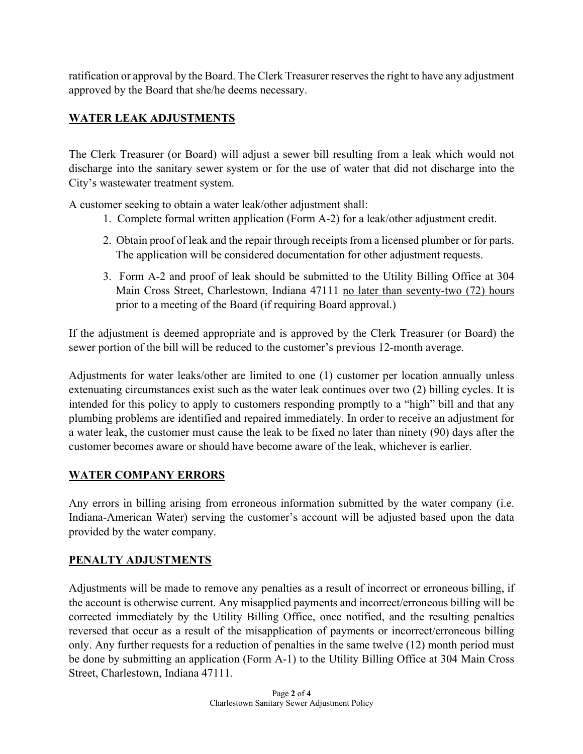ratification or approval by the Board. The Clerk Treasurer reserves the right to have any adjustment approved by the Board that she/he deems necessary.

## **WATER LEAK ADJUSTMENTS**

The Clerk Treasurer (or Board) will adjust a sewer bill resulting from a leak which would not discharge into the sanitary sewer system or for the use of water that did not discharge into the City's wastewater treatment system.

A customer seeking to obtain a water leak/other adjustment shall:

1. Complete formal written application (Form A-2) for a leak/other adjustment credit.
2. Obtain proof of leak and the repair through receipts from a licensed plumber or for parts. The application will be considered documentation for other adjustment requests.
3. Form A-2 and proof of leak should be submitted to the Utility Billing Office at 304 Main Cross Street, Charlestown, Indiana 47111 <u>no later than seventy-two (72) hours</u> prior to a meeting of the Board (if requiring Board approval.)

If the adjustment is deemed appropriate and is approved by the Clerk Treasurer (or Board) the sewer portion of the bill will be reduced to the customer's previous 12-month average.

Adjustments for water leaks/other are limited to one (1) customer per location annually unless extenuating circumstances exist such as the water leak continues over two (2) billing cycles. It is intended for this policy to apply to customers responding promptly to a "high" bill and that any plumbing problems are identified and repaired immediately. In order to receive an adjustment for a water leak, the customer must cause the leak to be fixed no later than ninety (90) days after the customer becomes aware or should have become aware of the leak, whichever is earlier.

## **WATER COMPANY ERRORS**

Any errors in billing arising from erroneous information submitted by the water company (i.e. Indiana-American Water) serving the customer's account will be adjusted based upon the data provided by the water company.

## **PENALTY ADJUSTMENTS**

Adjustments will be made to remove any penalties as a result of incorrect or erroneous billing, if the account is otherwise current. Any misapplied payments and incorrect/erroneous billing will be corrected immediately by the Utility Billing Office, once notified, and the resulting penalties reversed that occur as a result of the misapplication of payments or incorrect/erroneous billing only. Any further requests for a reduction of penalties in the same twelve (12) month period must be done by submitting an application (Form A-1) to the Utility Billing Office at 304 Main Cross Street, Charlestown, Indiana 47111.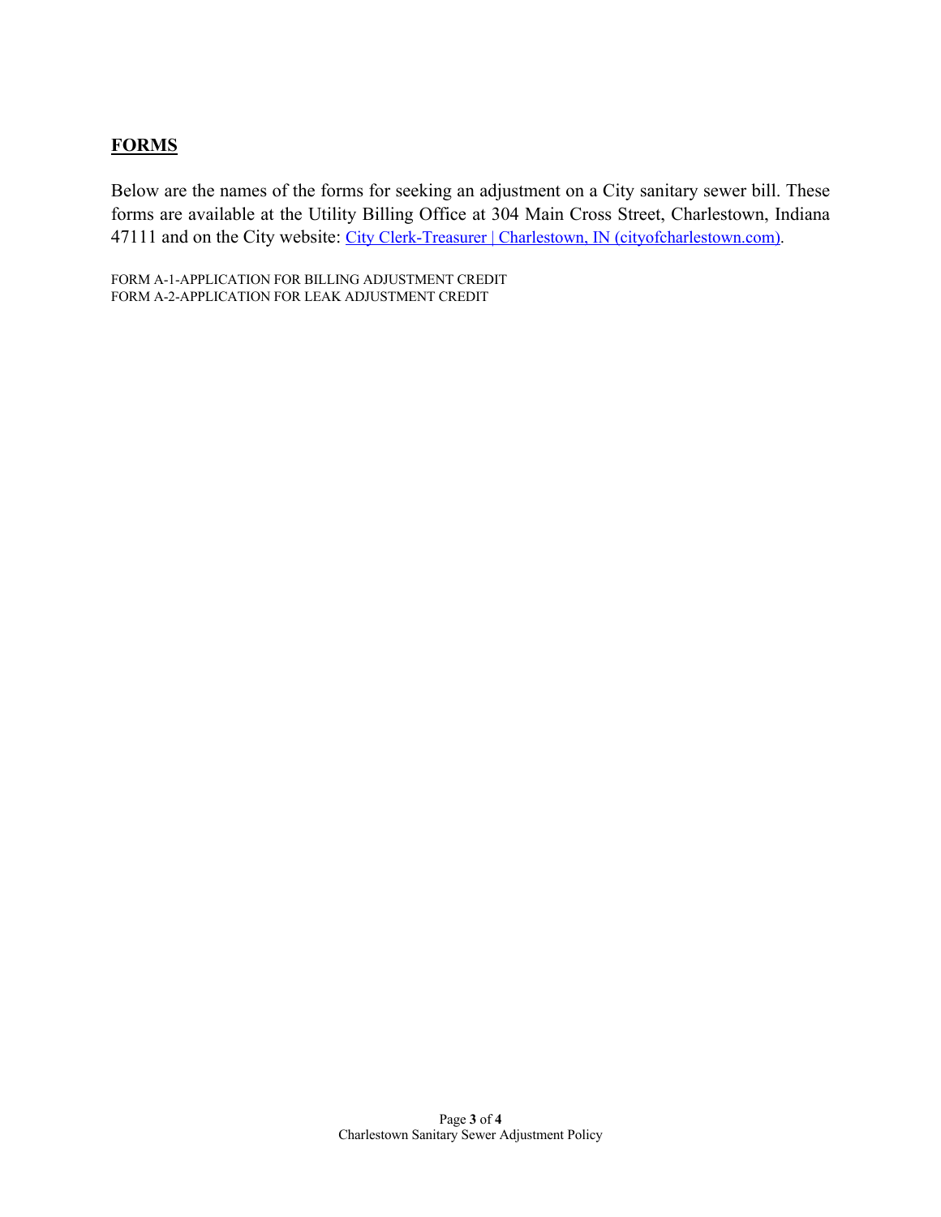## **FORMS**

Below are the names of the forms for seeking an adjustment on a City sanitary sewer bill. These forms are available at the Utility Billing Office at 304 Main Cross Street, Charlestown, Indiana 47111 and on the City website: [City Clerk-Treasurer | Charlestown, IN (cityofcharlestown.com)](cityofcharlestown.com).

FORM A-1-APPLICATION FOR BILLING ADJUSTMENT CREDIT
FORM A-2-APPLICATION FOR LEAK ADJUSTMENT CREDIT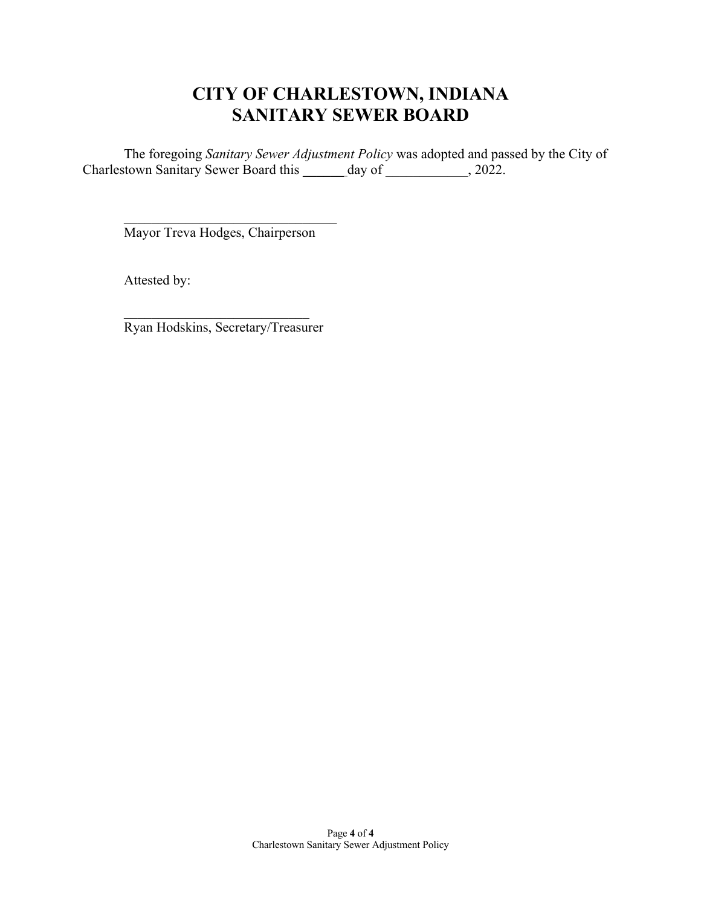# CITY OF CHARLESTOWN, INDIANA
# SANITARY SEWER BOARD

The foregoing *Sanitary Sewer Adjustment Policy* was adopted and passed by the City of Charlestown Sanitary Sewer Board this ______ day of ____________, 2022.

________________________________
Mayor Treva Hodges, Chairperson

Attested by:

____________________________
Ryan Hodskins, Secretary/Treasurer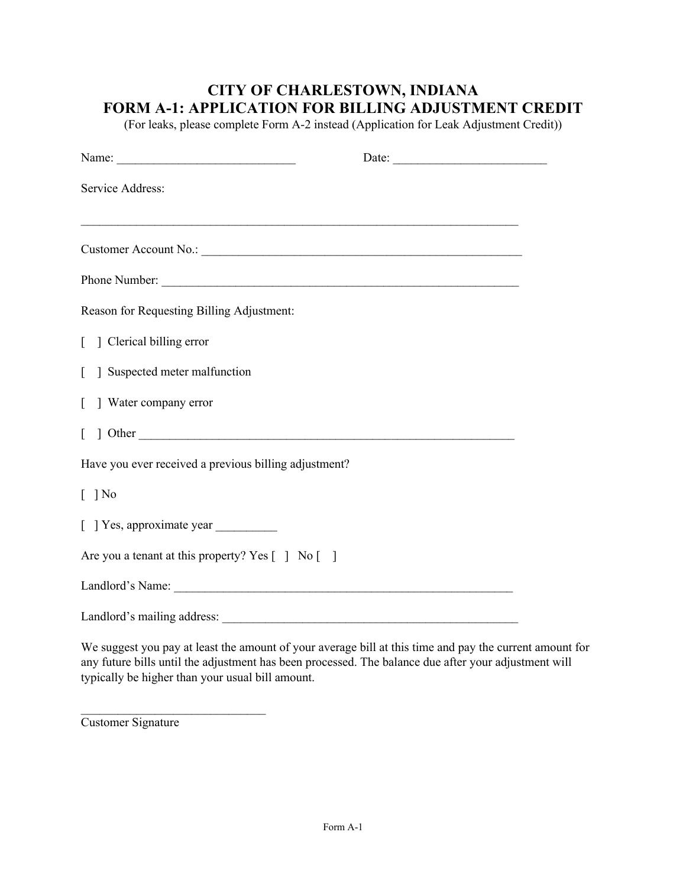# CITY OF CHARLESTOWN, INDIANA
# FORM A-1: APPLICATION FOR BILLING ADJUSTMENT CREDIT

(For leaks, please complete Form A-2 instead (Application for Leak Adjustment Credit))

Name: ____________________________ Date: ________________________

Service Address:

_____________________________________________________________________

Customer Account No.: __________________________________________________

Phone Number: _______________________________________________________

Reason for Requesting Billing Adjustment:

[ ] Clerical billing error

[ ] Suspected meter malfunction

[ ] Water company error

[ ] Other _____________________________________________________________

Have you ever received a previous billing adjustment?

[ ] No

[ ] Yes, approximate year __________

Are you a tenant at this property? Yes [ ] No [ ]

Landlord's Name: ______________________________________________________

Landlord's mailing address: _______________________________________________

We suggest you pay at least the amount of your average bill at this time and pay the current amount for any future bills until the adjustment has been processed. The balance due after your adjustment will typically be higher than your usual bill amount.

_____________________________
Customer Signature

Form A-1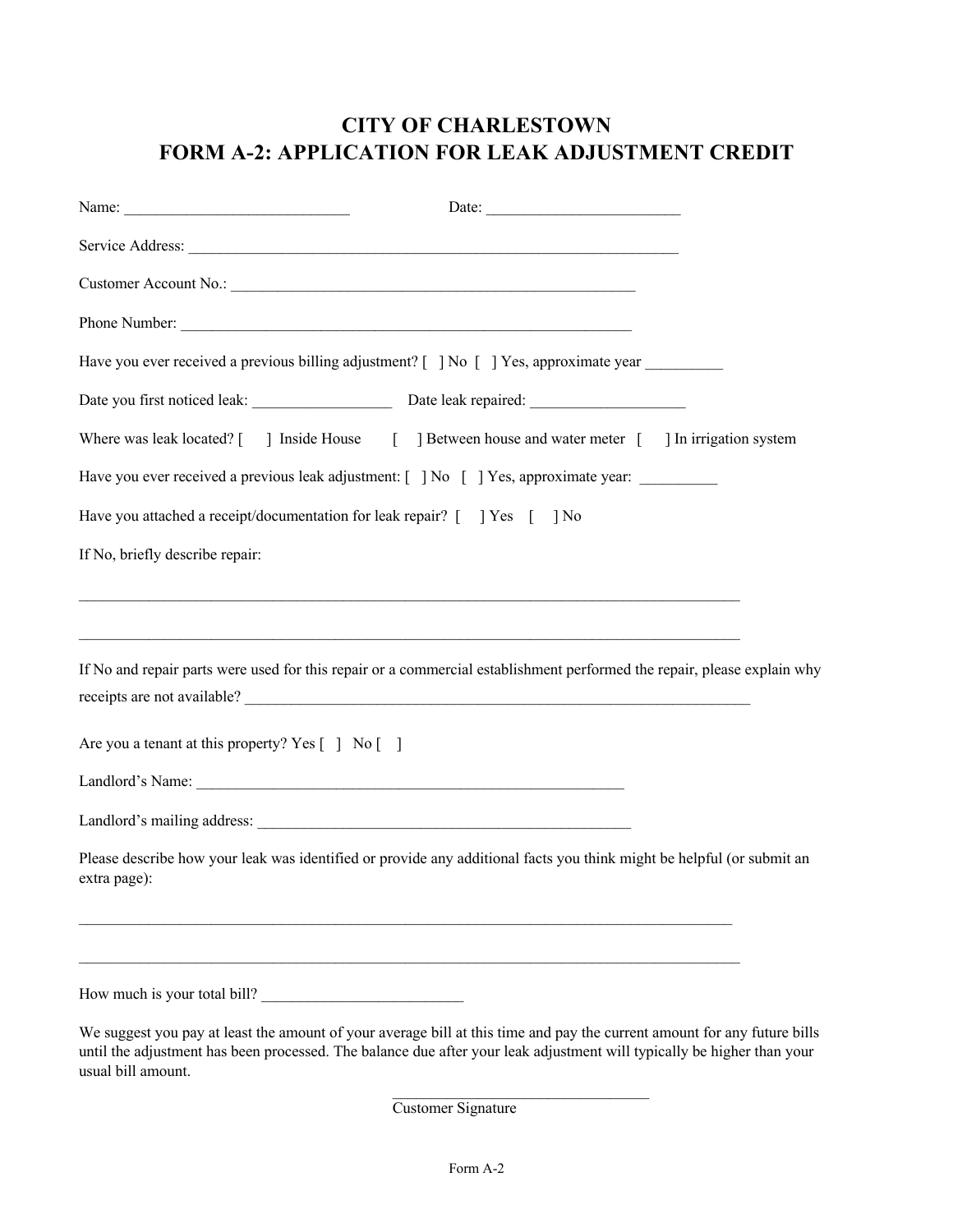# CITY OF CHARLESTOWN
# FORM A-2: APPLICATION FOR LEAK ADJUSTMENT CREDIT

Name: ____________________________ Date: _________________________

Service Address: _______________________________________________________________

Customer Account No.: ______________________________________________________

Phone Number: _________________________________________________________

Have you ever received a previous billing adjustment? [ ] No [ ] Yes, approximate year __________

Date you first noticed leak: __________________ Date leak repaired: ____________________

Where was leak located? [ ] Inside House [ ] Between house and water meter [ ] In irrigation system

Have you ever received a previous leak adjustment: [ ] No [ ] Yes, approximate year: __________

Have you attached a receipt/documentation for leak repair? [ ] Yes [ ] No

If No, briefly describe repair:

_________________________________________________________________________________________

_________________________________________________________________________________________

If No and repair parts were used for this repair or a commercial establishment performed the repair, please explain why receipts are not available? ____________________________________________________________________

Are you a tenant at this property? Yes [ ] No [ ]

Landlord's Name: ________________________________________________________

Landlord's mailing address: __________________________________________________

Please describe how your leak was identified or provide any additional facts you think might be helpful (or submit an extra page):

_________________________________________________________________________________________

_________________________________________________________________________________________

How much is your total bill? __________________________

We suggest you pay at least the amount of your average bill at this time and pay the current amount for any future bills until the adjustment has been processed. The balance due after your leak adjustment will typically be higher than your usual bill amount.

__________________________________
Customer Signature

Form A-2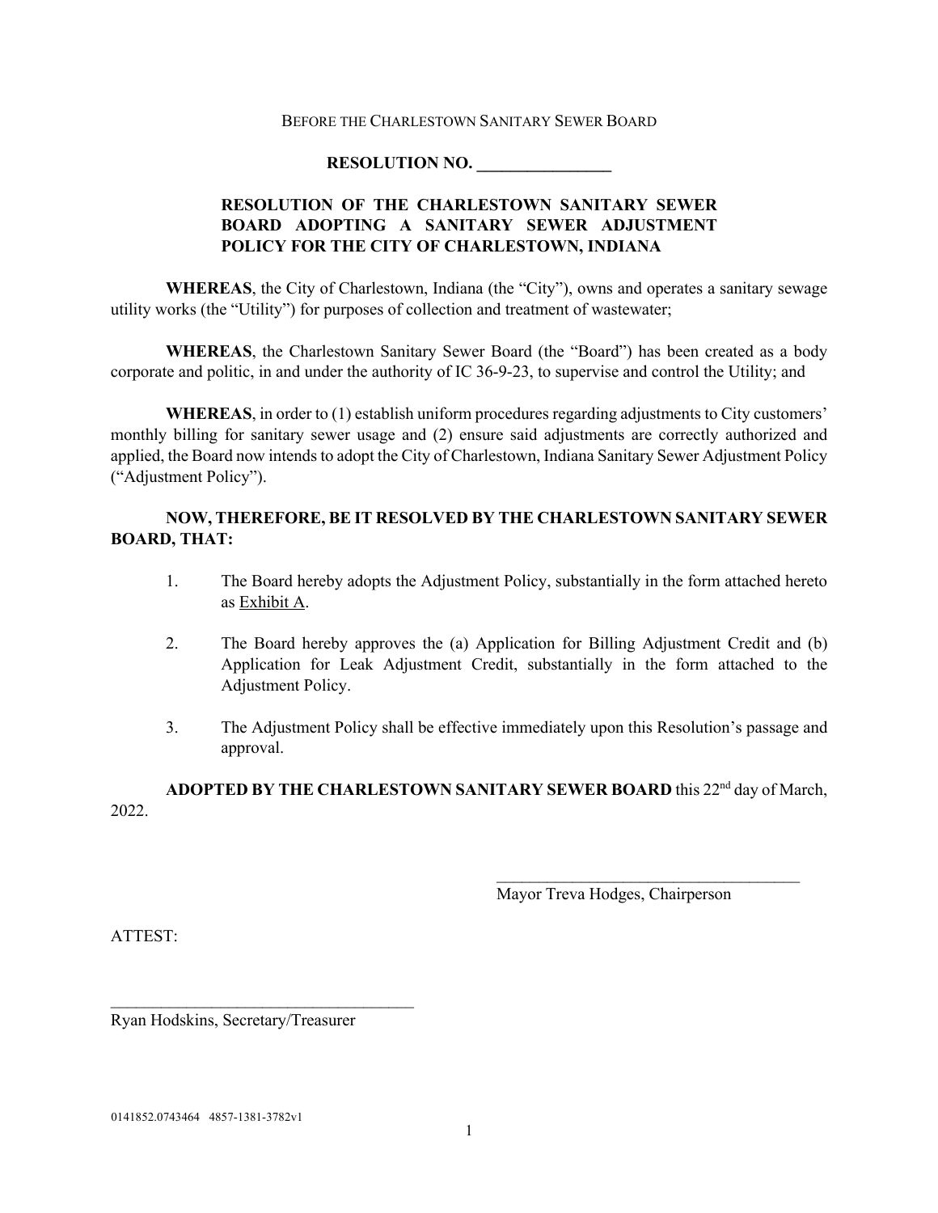BEFORE THE CHARLESTOWN SANITARY SEWER BOARD

**RESOLUTION NO. ________________**

**RESOLUTION OF THE CHARLESTOWN SANITARY SEWER BOARD ADOPTING A SANITARY SEWER ADJUSTMENT POLICY FOR THE CITY OF CHARLESTOWN, INDIANA**

**WHEREAS**, the City of Charlestown, Indiana (the "City"), owns and operates a sanitary sewage utility works (the "Utility") for purposes of collection and treatment of wastewater;

**WHEREAS**, the Charlestown Sanitary Sewer Board (the "Board") has been created as a body corporate and politic, in and under the authority of IC 36-9-23, to supervise and control the Utility; and

**WHEREAS**, in order to (1) establish uniform procedures regarding adjustments to City customers' monthly billing for sanitary sewer usage and (2) ensure said adjustments are correctly authorized and applied, the Board now intends to adopt the City of Charlestown, Indiana Sanitary Sewer Adjustment Policy ("Adjustment Policy").

**NOW, THEREFORE, BE IT RESOLVED BY THE CHARLESTOWN SANITARY SEWER BOARD, THAT:**

1. The Board hereby adopts the Adjustment Policy, substantially in the form attached hereto as Exhibit A.

2. The Board hereby approves the (a) Application for Billing Adjustment Credit and (b) Application for Leak Adjustment Credit, substantially in the form attached to the Adjustment Policy.

3. The Adjustment Policy shall be effective immediately upon this Resolution's passage and approval.

**ADOPTED BY THE CHARLESTOWN SANITARY SEWER BOARD** this 22nd day of March, 2022.

_____________________________________
Mayor Treva Hodges, Chairperson

ATTEST:

_____________________________________
Ryan Hodskins, Secretary/Treasurer

0141852.0743464 4857-1381-3782v1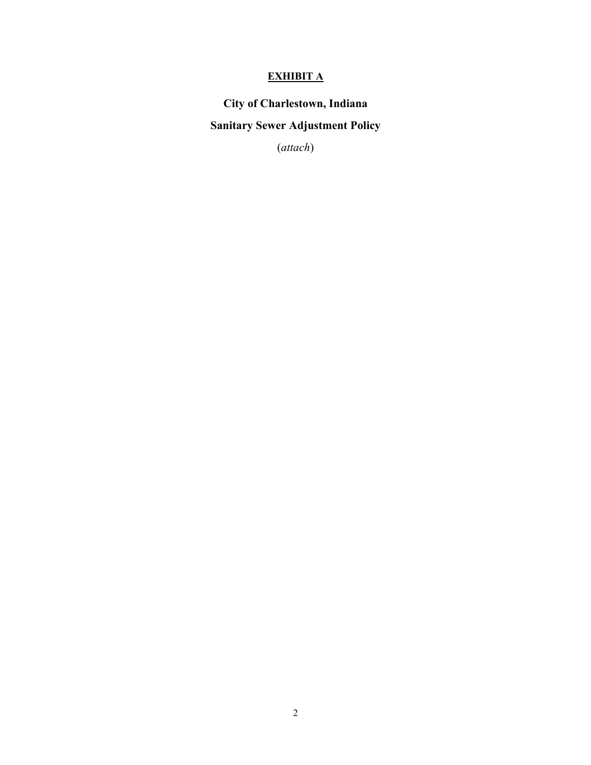# EXHIBIT A

## City of Charlestown, Indiana

## Sanitary Sewer Adjustment Policy

(*attach*)